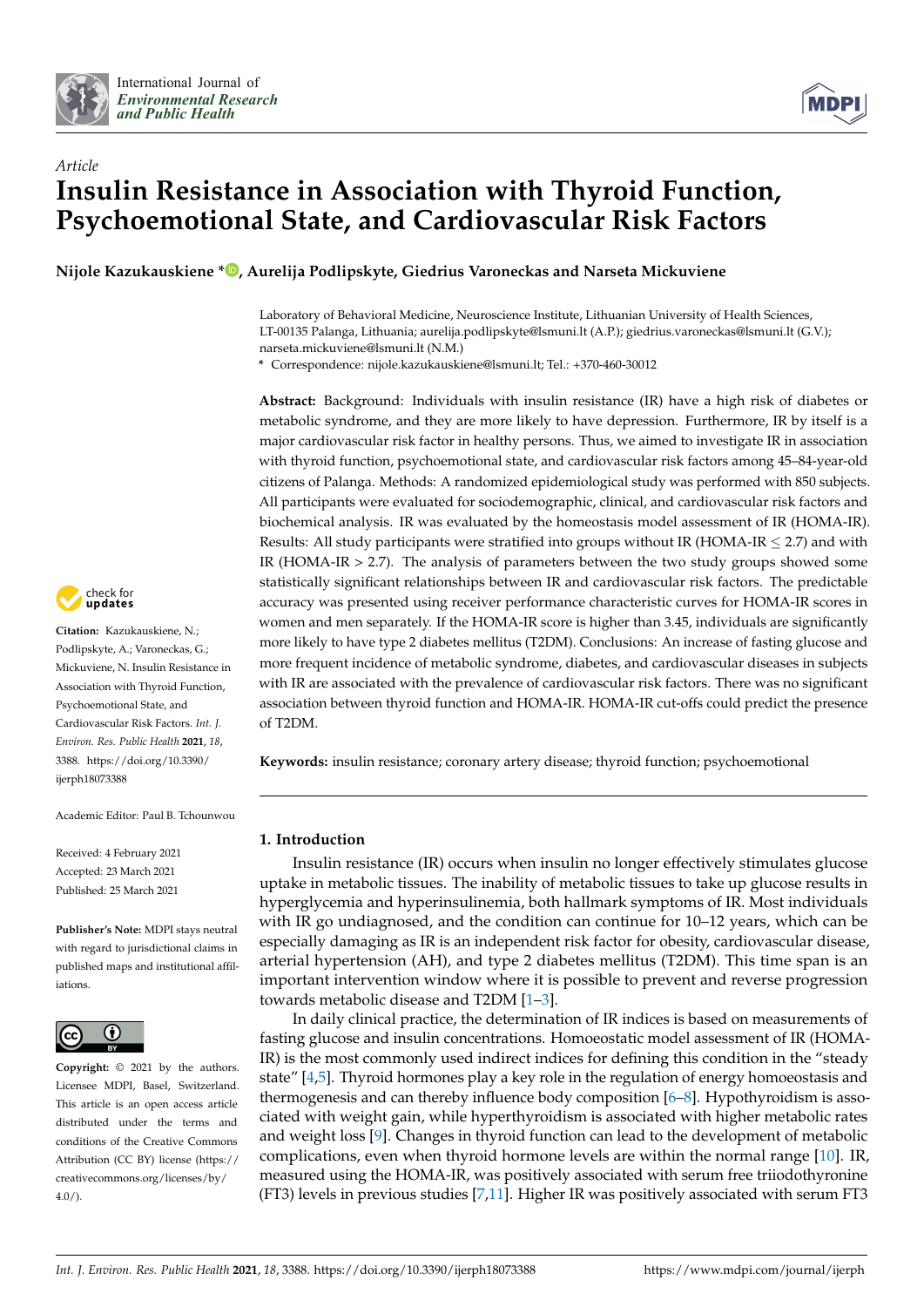*Article*

# Insulin Resistance in Association with Thyroid Function, Psychoemotional State, and Cardiovascular Risk Factors

**Nijole Kazukauskiene \*, Aurelija Podlipskyte, Giedrius Varoneckas and Narseta Mickuviene**

Laboratory of Behavioral Medicine, Neuroscience Institute, Lithuanian University of Health Sciences, LT-00135 Palanga, Lithuania; aurelija.podlipskyte@lsmuni.lt (A.P.); giedrius.varoneckas@lsmuni.lt (G.V.); narseta.mickuviene@lsmuni.lt (N.M.)

\* Correspondence: nijole.kazukauskiene@lsmuni.lt; Tel.: +370-460-30012

**Abstract:** Background: Individuals with insulin resistance (IR) have a high risk of diabetes or metabolic syndrome, and they are more likely to have depression. Furthermore, IR by itself is a major cardiovascular risk factor in healthy persons. Thus, we aimed to investigate IR in association with thyroid function, psychoemotional state, and cardiovascular risk factors among 45–84-year-old citizens of Palanga. Methods: A randomized epidemiological study was performed with 850 subjects. All participants were evaluated for sociodemographic, clinical, and cardiovascular risk factors and biochemical analysis. IR was evaluated by the homeostasis model assessment of IR (HOMA-IR). Results: All study participants were stratified into groups without IR (HOMA-IR $\leq$ 2.7) and with IR (HOMA-IR > 2.7). The analysis of parameters between the two study groups showed some statistically significant relationships between IR and cardiovascular risk factors. The predictable accuracy was presented using receiver performance characteristic curves for HOMA-IR scores in women and men separately. If the HOMA-IR score is higher than 3.45, individuals are significantly more likely to have type 2 diabetes mellitus (T2DM). Conclusions: An increase of fasting glucose and more frequent incidence of metabolic syndrome, diabetes, and cardiovascular diseases in subjects with IR are associated with the prevalence of cardiovascular risk factors. There was no significant association between thyroid function and HOMA-IR. HOMA-IR cut-offs could predict the presence of T2DM.

**Keywords:** insulin resistance; coronary artery disease; thyroid function; psychoemotional

**Citation:** Kazukauskiene, N.; Podlipskyte, A.; Varoneckas, G.; Mickuviene, N. Insulin Resistance in Association with Thyroid Function, Psychoemotional State, and Cardiovascular Risk Factors. *Int. J. Environ. Res. Public Health* **2021**, *18*, 3388. https://doi.org/10.3390/ijerph18073388

Academic Editor: Paul B. Tchounwou

Received: 4 February 2021
Accepted: 23 March 2021
Published: 25 March 2021

**Publisher's Note:** MDPI stays neutral with regard to jurisdictional claims in published maps and institutional affiliations.

**Copyright:** © 2021 by the authors. Licensee MDPI, Basel, Switzerland. This article is an open access article distributed under the terms and conditions of the Creative Commons Attribution (CC BY) license (https://creativecommons.org/licenses/by/4.0/).

## 1. Introduction

Insulin resistance (IR) occurs when insulin no longer effectively stimulates glucose uptake in metabolic tissues. The inability of metabolic tissues to take up glucose results in hyperglycemia and hyperinsulinemia, both hallmark symptoms of IR. Most individuals with IR go undiagnosed, and the condition can continue for 10–12 years, which can be especially damaging as IR is an independent risk factor for obesity, cardiovascular disease, arterial hypertension (AH), and type 2 diabetes mellitus (T2DM). This time span is an important intervention window where it is possible to prevent and reverse progression towards metabolic disease and T2DM [1–3].

In daily clinical practice, the determination of IR indices is based on measurements of fasting glucose and insulin concentrations. Homoeostatic model assessment of IR (HOMA-IR) is the most commonly used indirect indices for defining this condition in the "steady state" [4,5]. Thyroid hormones play a key role in the regulation of energy homoeostasis and thermogenesis and can thereby influence body composition [6–8]. Hypothyroidism is associated with weight gain, while hyperthyroidism is associated with higher metabolic rates and weight loss [9]. Changes in thyroid function can lead to the development of metabolic complications, even when thyroid hormone levels are within the normal range [10]. IR, measured using the HOMA-IR, was positively associated with serum free triiodothyronine (FT3) levels in previous studies [7,11]. Higher IR was positively associated with serum FT3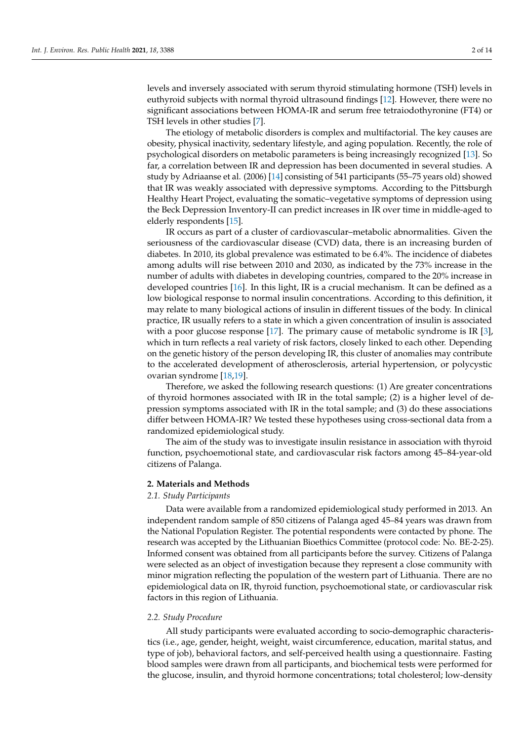levels and inversely associated with serum thyroid stimulating hormone (TSH) levels in euthyroid subjects with normal thyroid ultrasound findings [12]. However, there were no significant associations between HOMA-IR and serum free tetraiodothyronine (FT4) or TSH levels in other studies [7].

The etiology of metabolic disorders is complex and multifactorial. The key causes are obesity, physical inactivity, sedentary lifestyle, and aging population. Recently, the role of psychological disorders on metabolic parameters is being increasingly recognized [13]. So far, a correlation between IR and depression has been documented in several studies. A study by Adriaanse et al. (2006) [14] consisting of 541 participants (55–75 years old) showed that IR was weakly associated with depressive symptoms. According to the Pittsburgh Healthy Heart Project, evaluating the somatic–vegetative symptoms of depression using the Beck Depression Inventory-II can predict increases in IR over time in middle-aged to elderly respondents [15].

IR occurs as part of a cluster of cardiovascular–metabolic abnormalities. Given the seriousness of the cardiovascular disease (CVD) data, there is an increasing burden of diabetes. In 2010, its global prevalence was estimated to be 6.4%. The incidence of diabetes among adults will rise between 2010 and 2030, as indicated by the 73% increase in the number of adults with diabetes in developing countries, compared to the 20% increase in developed countries [16]. In this light, IR is a crucial mechanism. It can be defined as a low biological response to normal insulin concentrations. According to this definition, it may relate to many biological actions of insulin in different tissues of the body. In clinical practice, IR usually refers to a state in which a given concentration of insulin is associated with a poor glucose response [17]. The primary cause of metabolic syndrome is IR [3], which in turn reflects a real variety of risk factors, closely linked to each other. Depending on the genetic history of the person developing IR, this cluster of anomalies may contribute to the accelerated development of atherosclerosis, arterial hypertension, or polycystic ovarian syndrome [18,19].

Therefore, we asked the following research questions: (1) Are greater concentrations of thyroid hormones associated with IR in the total sample; (2) is a higher level of depression symptoms associated with IR in the total sample; and (3) do these associations differ between HOMA-IR? We tested these hypotheses using cross-sectional data from a randomized epidemiological study.

The aim of the study was to investigate insulin resistance in association with thyroid function, psychoemotional state, and cardiovascular risk factors among 45–84-year-old citizens of Palanga.

## 2. Materials and Methods

### *2.1. Study Participants*

Data were available from a randomized epidemiological study performed in 2013. An independent random sample of 850 citizens of Palanga aged 45–84 years was drawn from the National Population Register. The potential respondents were contacted by phone. The research was accepted by the Lithuanian Bioethics Committee (protocol code: No. BE-2-25). Informed consent was obtained from all participants before the survey. Citizens of Palanga were selected as an object of investigation because they represent a close community with minor migration reflecting the population of the western part of Lithuania. There are no epidemiological data on IR, thyroid function, psychoemotional state, or cardiovascular risk factors in this region of Lithuania.

### *2.2. Study Procedure*

All study participants were evaluated according to socio-demographic characteristics (i.e., age, gender, height, weight, waist circumference, education, marital status, and type of job), behavioral factors, and self-perceived health using a questionnaire. Fasting blood samples were drawn from all participants, and biochemical tests were performed for the glucose, insulin, and thyroid hormone concentrations; total cholesterol; low-density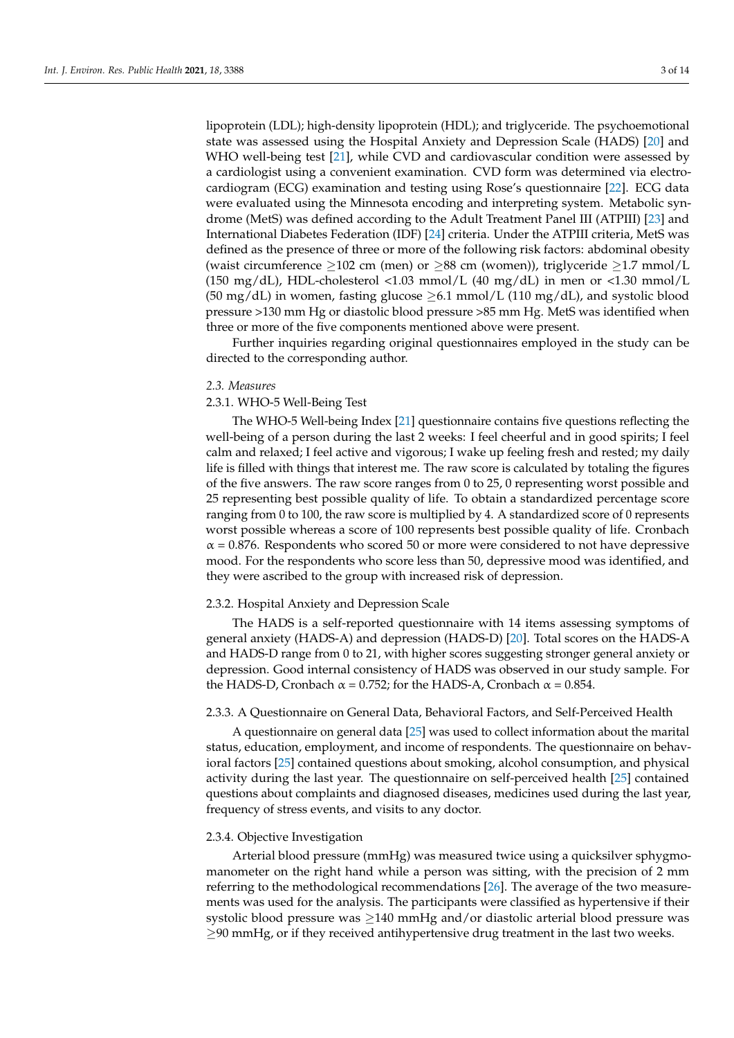lipoprotein (LDL); high-density lipoprotein (HDL); and triglyceride. The psychoemotional state was assessed using the Hospital Anxiety and Depression Scale (HADS) [20] and WHO well-being test [21], while CVD and cardiovascular condition were assessed by a cardiologist using a convenient examination. CVD form was determined via electrocardiogram (ECG) examination and testing using Rose's questionnaire [22]. ECG data were evaluated using the Minnesota encoding and interpreting system. Metabolic syndrome (MetS) was defined according to the Adult Treatment Panel III (ATPIII) [23] and International Diabetes Federation (IDF) [24] criteria. Under the ATPIII criteria, MetS was defined as the presence of three or more of the following risk factors: abdominal obesity (waist circumference ≥102 cm (men) or ≥88 cm (women)), triglyceride ≥1.7 mmol/L (150 mg/dL), HDL-cholesterol <1.03 mmol/L (40 mg/dL) in men or <1.30 mmol/L (50 mg/dL) in women, fasting glucose ≥6.1 mmol/L (110 mg/dL), and systolic blood pressure >130 mm Hg or diastolic blood pressure >85 mm Hg. MetS was identified when three or more of the five components mentioned above were present.

Further inquiries regarding original questionnaires employed in the study can be directed to the corresponding author.

### *2.3. Measures*

#### 2.3.1. WHO-5 Well-Being Test

The WHO-5 Well-being Index [21] questionnaire contains five questions reflecting the well-being of a person during the last 2 weeks: I feel cheerful and in good spirits; I feel calm and relaxed; I feel active and vigorous; I wake up feeling fresh and rested; my daily life is filled with things that interest me. The raw score is calculated by totaling the figures of the five answers. The raw score ranges from 0 to 25, 0 representing worst possible and 25 representing best possible quality of life. To obtain a standardized percentage score ranging from 0 to 100, the raw score is multiplied by 4. A standardized score of 0 represents worst possible whereas a score of 100 represents best possible quality of life. Cronbach $\alpha = 0.876$. Respondents who scored 50 or more were considered to not have depressive mood. For the respondents who score less than 50, depressive mood was identified, and they were ascribed to the group with increased risk of depression.

#### 2.3.2. Hospital Anxiety and Depression Scale

The HADS is a self-reported questionnaire with 14 items assessing symptoms of general anxiety (HADS-A) and depression (HADS-D) [20]. Total scores on the HADS-A and HADS-D range from 0 to 21, with higher scores suggesting stronger general anxiety or depression. Good internal consistency of HADS was observed in our study sample. For the HADS-D, Cronbach $\alpha = 0.752$; for the HADS-A, Cronbach $\alpha = 0.854$.

#### 2.3.3. A Questionnaire on General Data, Behavioral Factors, and Self-Perceived Health

A questionnaire on general data [25] was used to collect information about the marital status, education, employment, and income of respondents. The questionnaire on behavioral factors [25] contained questions about smoking, alcohol consumption, and physical activity during the last year. The questionnaire on self-perceived health [25] contained questions about complaints and diagnosed diseases, medicines used during the last year, frequency of stress events, and visits to any doctor.

#### 2.3.4. Objective Investigation

Arterial blood pressure (mmHg) was measured twice using a quicksilver sphygmomanometer on the right hand while a person was sitting, with the precision of 2 mm referring to the methodological recommendations [26]. The average of the two measurements was used for the analysis. The participants were classified as hypertensive if their systolic blood pressure was ≥140 mmHg and/or diastolic arterial blood pressure was ≥90 mmHg, or if they received antihypertensive drug treatment in the last two weeks.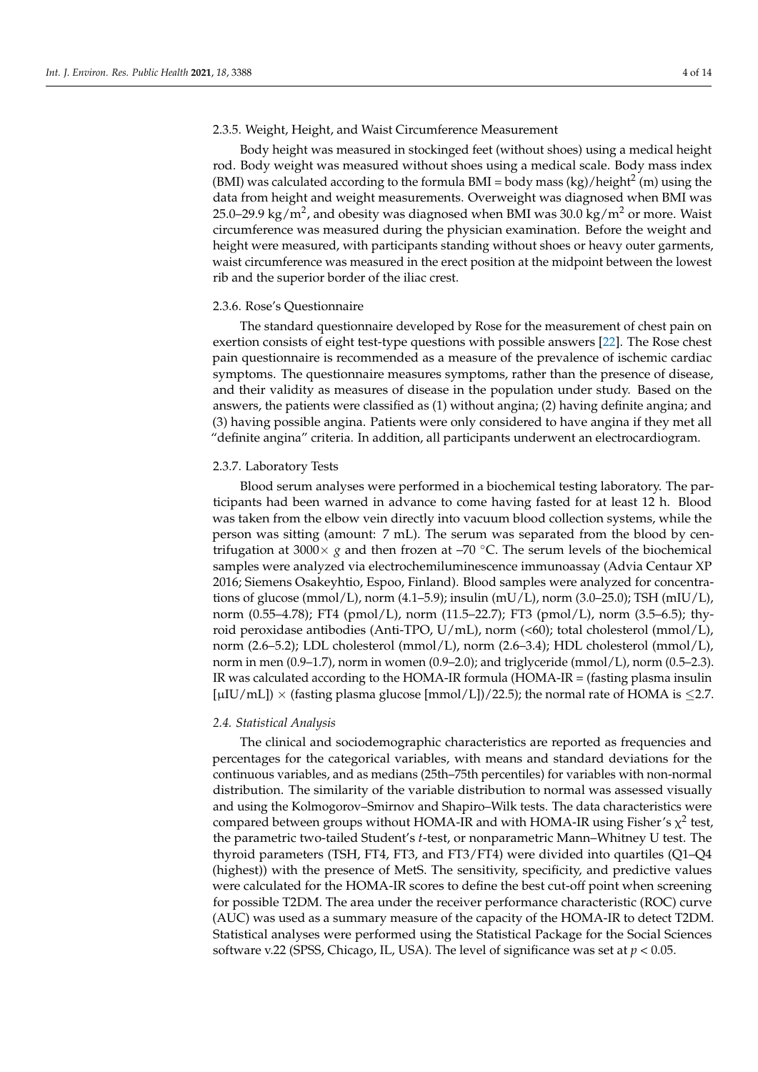#### 2.3.5. Weight, Height, and Waist Circumference Measurement

Body height was measured in stockinged feet (without shoes) using a medical height rod. Body weight was measured without shoes using a medical scale. Body mass index (BMI) was calculated according to the formula BMI = body mass (kg)/height$^2$ (m) using the data from height and weight measurements. Overweight was diagnosed when BMI was 25.0–29.9 kg/m$^2$, and obesity was diagnosed when BMI was 30.0 kg/m$^2$ or more. Waist circumference was measured during the physician examination. Before the weight and height were measured, with participants standing without shoes or heavy outer garments, waist circumference was measured in the erect position at the midpoint between the lowest rib and the superior border of the iliac crest.

#### 2.3.6. Rose's Questionnaire

The standard questionnaire developed by Rose for the measurement of chest pain on exertion consists of eight test-type questions with possible answers [22]. The Rose chest pain questionnaire is recommended as a measure of the prevalence of ischemic cardiac symptoms. The questionnaire measures symptoms, rather than the presence of disease, and their validity as measures of disease in the population under study. Based on the answers, the patients were classified as (1) without angina; (2) having definite angina; and (3) having possible angina. Patients were only considered to have angina if they met all "definite angina" criteria. In addition, all participants underwent an electrocardiogram.

#### 2.3.7. Laboratory Tests

Blood serum analyses were performed in a biochemical testing laboratory. The participants had been warned in advance to come having fasted for at least 12 h. Blood was taken from the elbow vein directly into vacuum blood collection systems, while the person was sitting (amount: 7 mL). The serum was separated from the blood by centrifugation at 3000× *g* and then frozen at –70 °C. The serum levels of the biochemical samples were analyzed via electrochemiluminescence immunoassay (Advia Centaur XP 2016; Siemens Osakeyhtio, Espoo, Finland). Blood samples were analyzed for concentrations of glucose (mmol/L), norm (4.1–5.9); insulin (mU/L), norm (3.0–25.0); TSH (mIU/L), norm (0.55–4.78); FT4 (pmol/L), norm (11.5–22.7); FT3 (pmol/L), norm (3.5–6.5); thyroid peroxidase antibodies (Anti-TPO, U/mL), norm (<60); total cholesterol (mmol/L), norm (2.6–5.2); LDL cholesterol (mmol/L), norm (2.6–3.4); HDL cholesterol (mmol/L), norm in men (0.9–1.7), norm in women (0.9–2.0); and triglyceride (mmol/L), norm (0.5–2.3). IR was calculated according to the HOMA-IR formula (HOMA-IR = (fasting plasma insulin [μIU/mL]) × (fasting plasma glucose [mmol/L])/22.5); the normal rate of HOMA is $\leq$2.7.

### *2.4. Statistical Analysis*

The clinical and sociodemographic characteristics are reported as frequencies and percentages for the categorical variables, with means and standard deviations for the continuous variables, and as medians (25th–75th percentiles) for variables with non-normal distribution. The similarity of the variable distribution to normal was assessed visually and using the Kolmogorov–Smirnov and Shapiro–Wilk tests. The data characteristics were compared between groups without HOMA-IR and with HOMA-IR using Fisher's $\chi^2$ test, the parametric two-tailed Student's *t*-test, or nonparametric Mann–Whitney U test. The thyroid parameters (TSH, FT4, FT3, and FT3/FT4) were divided into quartiles (Q1–Q4 (highest)) with the presence of MetS. The sensitivity, specificity, and predictive values were calculated for the HOMA-IR scores to define the best cut-off point when screening for possible T2DM. The area under the receiver performance characteristic (ROC) curve (AUC) was used as a summary measure of the capacity of the HOMA-IR to detect T2DM. Statistical analyses were performed using the Statistical Package for the Social Sciences software v.22 (SPSS, Chicago, IL, USA). The level of significance was set at $p < 0.05$.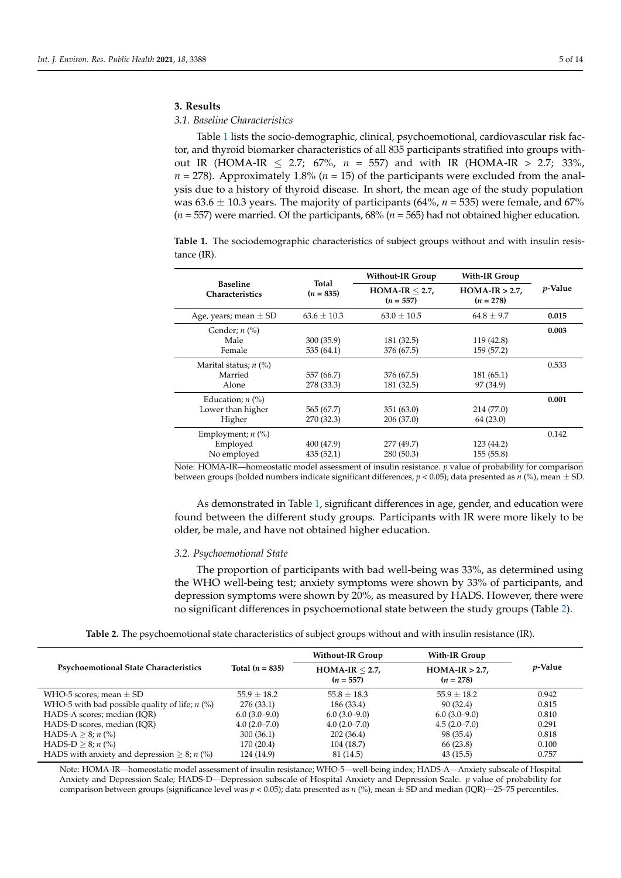## 3. Results

### 3.1. Baseline Characteristics

Table 1 lists the socio-demographic, clinical, psychoemotional, cardiovascular risk factor, and thyroid biomarker characteristics of all 835 participants stratified into groups without IR (HOMA-IR $\leq$ 2.7; 67%, $n$ = 557) and with IR (HOMA-IR > 2.7; 33%, $n$ = 278). Approximately 1.8% ($n$ = 15) of the participants were excluded from the analysis due to a history of thyroid disease. In short, the mean age of the study population was 63.6 $\pm$ 10.3 years. The majority of participants (64%, $n$ = 535) were female, and 67% ($n$ = 557) were married. Of the participants, 68% ($n$ = 565) had not obtained higher education.

**Table 1.** The sociodemographic characteristics of subject groups without and with insulin resistance (IR).

| Baseline Characteristics | Total ($n$ = 835) | Without-IR Group HOMA-IR $\leq$ 2.7, ($n$ = 557) | With-IR Group HOMA-IR > 2.7, ($n$ = 278) | $p$-Value |
|---|---|---|---|---|
| Age, years; mean $\pm$ SD | 63.6 $\pm$ 10.3 | 63.0 $\pm$ 10.5 | 64.8 $\pm$ 9.7 | **0.015** |
| Gender; $n$ (%) | | | | **0.003** |
| Male | 300 (35.9) | 181 (32.5) | 119 (42.8) | |
| Female | 535 (64.1) | 376 (67.5) | 159 (57.2) | |
| Marital status; $n$ (%) | | | | 0.533 |
| Married | 557 (66.7) | 376 (67.5) | 181 (65.1) | |
| Alone | 278 (33.3) | 181 (32.5) | 97 (34.9) | |
| Education; $n$ (%) | | | | **0.001** |
| Lower than higher | 565 (67.7) | 351 (63.0) | 214 (77.0) | |
| Higher | 270 (32.3) | 206 (37.0) | 64 (23.0) | |
| Employment; $n$ (%) | | | | 0.142 |
| Employed | 400 (47.9) | 277 (49.7) | 123 (44.2) | |
| No employed | 435 (52.1) | 280 (50.3) | 155 (55.8) | |

Note: HOMA-IR—homeostatic model assessment of insulin resistance. $p$ value of probability for comparison between groups (bolded numbers indicate significant differences, $p < 0.05$); data presented as $n$ (%), mean $\pm$ SD.

As demonstrated in Table 1, significant differences in age, gender, and education were found between the different study groups. Participants with IR were more likely to be older, be male, and have not obtained higher education.

### 3.2. Psychoemotional State

The proportion of participants with bad well-being was 33%, as determined using the WHO well-being test; anxiety symptoms were shown by 33% of participants, and depression symptoms were shown by 20%, as measured by HADS. However, there were no significant differences in psychoemotional state between the study groups (Table 2).

**Table 2.** The psychoemotional state characteristics of subject groups without and with insulin resistance (IR).

| Psychoemotional State Characteristics | Total ($n$ = 835) | Without-IR Group HOMA-IR $\leq$ 2.7, ($n$ = 557) | With-IR Group HOMA-IR > 2.7, ($n$ = 278) | $p$-Value |
|---|---|---|---|---|
| WHO-5 scores; mean $\pm$ SD | 55.9 $\pm$ 18.2 | 55.8 $\pm$ 18.3 | 55.9 $\pm$ 18.2 | 0.942 |
| WHO-5 with bad possible quality of life; $n$ (%) | 276 (33.1) | 186 (33.4) | 90 (32.4) | 0.815 |
| HADS-A scores; median (IQR) | 6.0 (3.0–9.0) | 6.0 (3.0–9.0) | 6.0 (3.0–9.0) | 0.810 |
| HADS-D scores, median (IQR) | 4.0 (2.0–7.0) | 4.0 (2.0–7.0) | 4.5 (2.0–7.0) | 0.291 |
| HADS-A $\geq$ 8; $n$ (%) | 300 (36.1) | 202 (36.4) | 98 (35.4) | 0.818 |
| HADS-D $\geq$ 8; $n$ (%) | 170 (20.4) | 104 (18.7) | 66 (23.8) | 0.100 |
| HADS with anxiety and depression $\geq$ 8; $n$ (%) | 124 (14.9) | 81 (14.5) | 43 (15.5) | 0.757 |

Note: HOMA-IR—homeostatic model assessment of insulin resistance; WHO-5—well-being index; HADS-A—Anxiety subscale of Hospital Anxiety and Depression Scale; HADS-D—Depression subscale of Hospital Anxiety and Depression Scale. $p$ value of probability for comparison between groups (significance level was $p < 0.05$); data presented as $n$ (%), mean $\pm$ SD and median (IQR)—25–75 percentiles.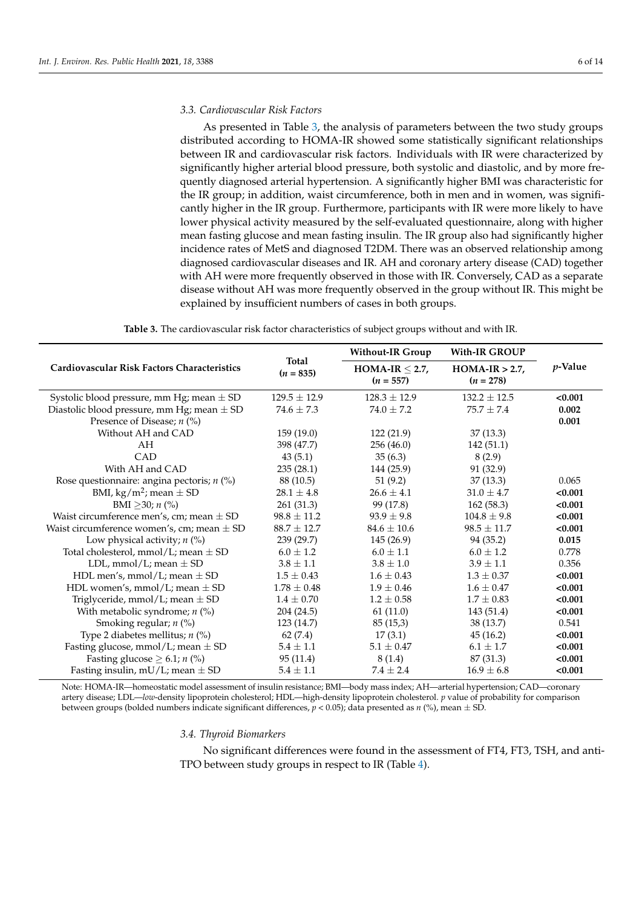### 3.3. Cardiovascular Risk Factors

As presented in Table 3, the analysis of parameters between the two study groups distributed according to HOMA-IR showed some statistically significant relationships between IR and cardiovascular risk factors. Individuals with IR were characterized by significantly higher arterial blood pressure, both systolic and diastolic, and by more frequently diagnosed arterial hypertension. A significantly higher BMI was characteristic for the IR group; in addition, waist circumference, both in men and in women, was significantly higher in the IR group. Furthermore, participants with IR were more likely to have lower physical activity measured by the self-evaluated questionnaire, along with higher mean fasting glucose and mean fasting insulin. The IR group also had significantly higher incidence rates of MetS and diagnosed T2DM. There was an observed relationship among diagnosed cardiovascular diseases and IR. AH and coronary artery disease (CAD) together with AH were more frequently observed in those with IR. Conversely, CAD as a separate disease without AH was more frequently observed in the group without IR. This might be explained by insufficient numbers of cases in both groups.

**Table 3.** The cardiovascular risk factor characteristics of subject groups without and with IR.

| Cardiovascular Risk Factors Characteristics | Total ($n$ = 835) | Without-IR Group HOMA-IR ≤ 2.7, ($n$ = 557) | With-IR GROUP HOMA-IR > 2.7, ($n$ = 278) | $p$-Value |
|---|---|---|---|---|
| Systolic blood pressure, mm Hg; mean ± SD | 129.5 ± 12.9 | 128.3 ± 12.9 | 132.2 ± 12.5 | **<0.001** |
| Diastolic blood pressure, mm Hg; mean ± SD | 74.6 ± 7.3 | 74.0 ± 7.2 | 75.7 ± 7.4 | **0.002** |
| Presence of Disease; $n$ (%) | | | | **0.001** |
| Without AH and CAD | 159 (19.0) | 122 (21.9) | 37 (13.3) | |
| AH | 398 (47.7) | 256 (46.0) | 142 (51.1) | |
| CAD | 43 (5.1) | 35 (6.3) | 8 (2.9) | |
| With AH and CAD | 235 (28.1) | 144 (25.9) | 91 (32.9) | |
| Rose questionnaire: angina pectoris; $n$ (%) | 88 (10.5) | 51 (9.2) | 37 (13.3) | 0.065 |
| BMI, kg/m$^2$; mean ± SD | 28.1 ± 4.8 | 26.6 ± 4.1 | 31.0 ± 4.7 | **<0.001** |
| BMI ≥30; $n$ (%) | 261 (31.3) | 99 (17.8) | 162 (58.3) | **<0.001** |
| Waist circumference men's, cm; mean ± SD | 98.8 ± 11.2 | 93.9 ± 9.8 | 104.8 ± 9.8 | **<0.001** |
| Waist circumference women's, cm; mean ± SD | 88.7 ± 12.7 | 84.6 ± 10.6 | 98.5 ± 11.7 | **<0.001** |
| Low physical activity; $n$ (%) | 239 (29.7) | 145 (26.9) | 94 (35.2) | **0.015** |
| Total cholesterol, mmol/L; mean ± SD | 6.0 ± 1.2 | 6.0 ± 1.1 | 6.0 ± 1.2 | 0.778 |
| LDL, mmol/L; mean ± SD | 3.8 ± 1.1 | 3.8 ± 1.0 | 3.9 ± 1.1 | 0.356 |
| HDL men's, mmol/L; mean ± SD | 1.5 ± 0.43 | 1.6 ± 0.43 | 1.3 ± 0.37 | **<0.001** |
| HDL women's, mmol/L; mean ± SD | 1.78 ± 0.48 | 1.9 ± 0.46 | 1.6 ± 0.47 | **<0.001** |
| Triglyceride, mmol/L; mean ± SD | 1.4 ± 0.70 | 1.2 ± 0.58 | 1.7 ± 0.83 | **<0.001** |
| With metabolic syndrome; $n$ (%) | 204 (24.5) | 61 (11.0) | 143 (51.4) | **<0.001** |
| Smoking regular; $n$ (%) | 123 (14.7) | 85 (15,3) | 38 (13.7) | 0.541 |
| Type 2 diabetes mellitus; $n$ (%) | 62 (7.4) | 17 (3.1) | 45 (16.2) | **<0.001** |
| Fasting glucose, mmol/L; mean ± SD | 5.4 ± 1.1 | 5.1 ± 0.47 | 6.1 ± 1.7 | **<0.001** |
| Fasting glucose ≥ 6.1; $n$ (%) | 95 (11.4) | 8 (1.4) | 87 (31.3) | **<0.001** |
| Fasting insulin, mU/L; mean ± SD | 5.4 ± 1.1 | 7.4 ± 2.4 | 16.9 ± 6.8 | **<0.001** |

Note: HOMA-IR—homeostatic model assessment of insulin resistance; BMI—body mass index; AH—arterial hypertension; CAD—coronary artery disease; LDL—*low*-density lipoprotein cholesterol; HDL—high-density lipoprotein cholesterol. $p$ value of probability for comparison between groups (bolded numbers indicate significant differences, $p < 0.05$); data presented as $n$ (%), mean ± SD.

### 3.4. Thyroid Biomarkers

No significant differences were found in the assessment of FT4, FT3, TSH, and anti-TPO between study groups in respect to IR (Table 4).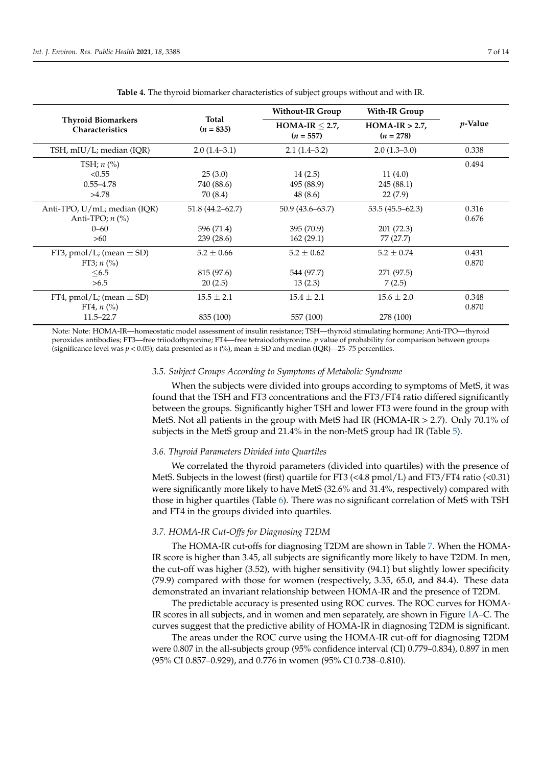**Table 4.** The thyroid biomarker characteristics of subject groups without and with IR.

| Thyroid Biomarkers Characteristics | Total ($n$ = 835) | Without-IR Group HOMA-IR ≤ 2.7, ($n$ = 557) | With-IR Group HOMA-IR > 2.7, ($n$ = 278) | $p$-Value |
|---|---|---|---|---|
| TSH, mIU/L; median (IQR) | 2.0 (1.4–3.1) | 2.1 (1.4–3.2) | 2.0 (1.3–3.0) | 0.338 |
| TSH; $n$ (%) | | | | 0.494 |
| <0.55 | 25 (3.0) | 14 (2.5) | 11 (4.0) | |
| 0.55–4.78 | 740 (88.6) | 495 (88.9) | 245 (88.1) | |
| >4.78 | 70 (8.4) | 48 (8.6) | 22 (7.9) | |
| Anti-TPO, U/mL; median (IQR) | 51.8 (44.2–62.7) | 50.9 (43.6–63.7) | 53.5 (45.5–62.3) | 0.316 |
| Anti-TPO; $n$ (%) | | | | 0.676 |
| 0–60 | 596 (71.4) | 395 (70.9) | 201 (72.3) | |
| >60 | 239 (28.6) | 162 (29.1) | 77 (27.7) | |
| FT3, pmol/L; (mean ± SD) | 5.2 ± 0.66 | 5.2 ± 0.62 | 5.2 ± 0.74 | 0.431 |
| FT3; $n$ (%) | | | | 0.870 |
| ≤6.5 | 815 (97.6) | 544 (97.7) | 271 (97.5) | |
| >6.5 | 20 (2.5) | 13 (2.3) | 7 (2.5) | |
| FT4, pmol/L; (mean ± SD) | 15.5 ± 2.1 | 15.4 ± 2.1 | 15.6 ± 2.0 | 0.348 |
| FT4, $n$ (%) | | | | 0.870 |
| 11.5–22.7 | 835 (100) | 557 (100) | 278 (100) | |

Note: Note: HOMA-IR—homeostatic model assessment of insulin resistance; TSH—thyroid stimulating hormone; Anti-TPO—thyroid peroxides antibodies; FT3—free triiodothyronine; FT4—free tetraiodothyronine. $p$ value of probability for comparison between groups (significance level was $p < 0.05$); data presented as $n$ (%), mean ± SD and median (IQR)—25–75 percentiles.

### *3.5. Subject Groups According to Symptoms of Metabolic Syndrome*

When the subjects were divided into groups according to symptoms of MetS, it was found that the TSH and FT3 concentrations and the FT3/FT4 ratio differed significantly between the groups. Significantly higher TSH and lower FT3 were found in the group with MetS. Not all patients in the group with MetS had IR (HOMA-IR > 2.7). Only 70.1% of subjects in the MetS group and 21.4% in the non-MetS group had IR (Table 5).

### *3.6. Thyroid Parameters Divided into Quartiles*

We correlated the thyroid parameters (divided into quartiles) with the presence of MetS. Subjects in the lowest (first) quartile for FT3 (<4.8 pmol/L) and FT3/FT4 ratio (<0.31) were significantly more likely to have MetS (32.6% and 31.4%, respectively) compared with those in higher quartiles (Table 6). There was no significant correlation of MetS with TSH and FT4 in the groups divided into quartiles.

### *3.7. HOMA-IR Cut-Offs for Diagnosing T2DM*

The HOMA-IR cut-offs for diagnosing T2DM are shown in Table 7. When the HOMA-IR score is higher than 3.45, all subjects are significantly more likely to have T2DM. In men, the cut-off was higher (3.52), with higher sensitivity (94.1) but slightly lower specificity (79.9) compared with those for women (respectively, 3.35, 65.0, and 84.4). These data demonstrated an invariant relationship between HOMA-IR and the presence of T2DM.

The predictable accuracy is presented using ROC curves. The ROC curves for HOMA-IR scores in all subjects, and in women and men separately, are shown in Figure 1A–C. The curves suggest that the predictive ability of HOMA-IR in diagnosing T2DM is significant.

The areas under the ROC curve using the HOMA-IR cut-off for diagnosing T2DM were 0.807 in the all-subjects group (95% confidence interval (CI) 0.779–0.834), 0.897 in men (95% CI 0.857–0.929), and 0.776 in women (95% CI 0.738–0.810).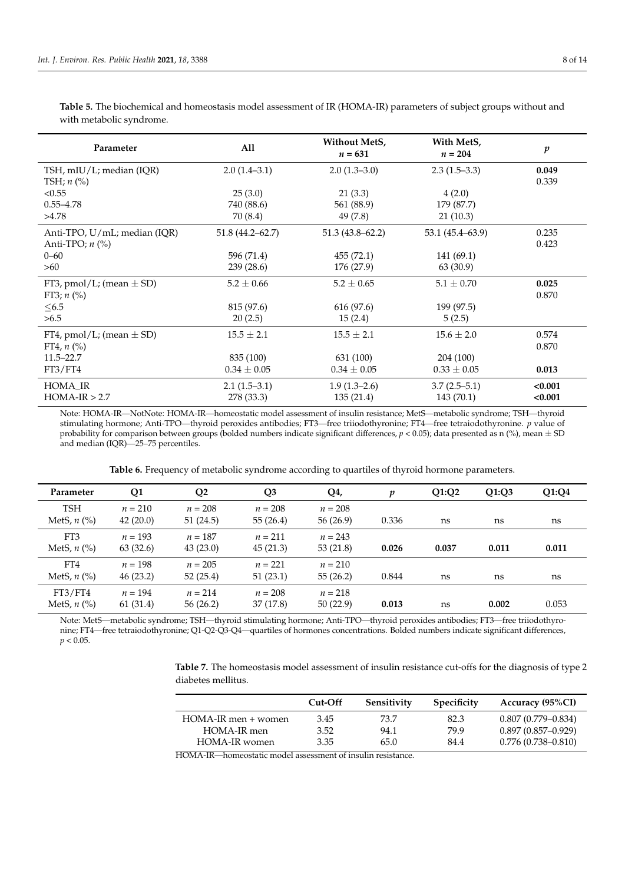**Table 5.** The biochemical and homeostasis model assessment of IR (HOMA-IR) parameters of subject groups without and with metabolic syndrome.

| Parameter | All | Without MetS, $n = 631$ | With MetS, $n = 204$ | $p$ |
|---|---|---|---|---|
| TSH, mIU/L; median (IQR) | 2.0 (1.4–3.1) | 2.0 (1.3–3.0) | 2.3 (1.5–3.3) | **0.049** |
| TSH; $n$ (%) | | | | 0.339 |
| <0.55 | 25 (3.0) | 21 (3.3) | 4 (2.0) | |
| 0.55–4.78 | 740 (88.6) | 561 (88.9) | 179 (87.7) | |
| >4.78 | 70 (8.4) | 49 (7.8) | 21 (10.3) | |
| Anti-TPO, U/mL; median (IQR) | 51.8 (44.2–62.7) | 51.3 (43.8–62.2) | 53.1 (45.4–63.9) | 0.235 |
| Anti-TPO; $n$ (%) | | | | 0.423 |
| 0–60 | 596 (71.4) | 455 (72.1) | 141 (69.1) | |
| >60 | 239 (28.6) | 176 (27.9) | 63 (30.9) | |
| FT3, pmol/L; (mean ± SD) | 5.2 ± 0.66 | 5.2 ± 0.65 | 5.1 ± 0.70 | **0.025** |
| FT3; $n$ (%) | | | | 0.870 |
| ≤6.5 | 815 (97.6) | 616 (97.6) | 199 (97.5) | |
| >6.5 | 20 (2.5) | 15 (2.4) | 5 (2.5) | |
| FT4, pmol/L; (mean ± SD) | 15.5 ± 2.1 | 15.5 ± 2.1 | 15.6 ± 2.0 | 0.574 |
| FT4, $n$ (%) | | | | 0.870 |
| 11.5–22.7 | 835 (100) | 631 (100) | 204 (100) | |
| FT3/FT4 | 0.34 ± 0.05 | 0.34 ± 0.05 | 0.33 ± 0.05 | **0.013** |
| HOMA_IR | 2.1 (1.5–3.1) | 1.9 (1.3–2.6) | 3.7 (2.5–5.1) | **<0.001** |
| HOMA-IR > 2.7 | 278 (33.3) | 135 (21.4) | 143 (70.1) | **<0.001** |

Note: HOMA-IR—NotNote: HOMA-IR—homeostatic model assessment of insulin resistance; MetS—metabolic syndrome; TSH—thyroid stimulating hormone; Anti-TPO—thyroid peroxides antibodies; FT3—free triiodothyronine; FT4—free tetraiodothyronine. $p$ value of probability for comparison between groups (bolded numbers indicate significant differences, $p < 0.05$); data presented as n (%), mean ± SD and median (IQR)—25–75 percentiles.

**Table 6.** Frequency of metabolic syndrome according to quartiles of thyroid hormone parameters.

| Parameter | Q1 | Q2 | Q3 | Q4, | $p$ | Q1:Q2 | Q1:Q3 | Q1:Q4 |
|---|---|---|---|---|---|---|---|---|
| TSH | $n = 210$ | $n = 208$ | $n = 208$ | $n = 208$ | | | | |
| MetS, $n$ (%) | 42 (20.0) | 51 (24.5) | 55 (26.4) | 56 (26.9) | 0.336 | ns | ns | ns |
| FT3 | $n = 193$ | $n = 187$ | $n = 211$ | $n = 243$ | | | | |
| MetS, $n$ (%) | 63 (32.6) | 43 (23.0) | 45 (21.3) | 53 (21.8) | **0.026** | **0.037** | **0.011** | **0.011** |
| FT4 | $n = 198$ | $n = 205$ | $n = 221$ | $n = 210$ | | | | |
| MetS, $n$ (%) | 46 (23.2) | 52 (25.4) | 51 (23.1) | 55 (26.2) | 0.844 | ns | ns | ns |
| FT3/FT4 | $n = 194$ | $n = 214$ | $n = 208$ | $n = 218$ | | | | |
| MetS, $n$ (%) | 61 (31.4) | 56 (26.2) | 37 (17.8) | 50 (22.9) | **0.013** | ns | **0.002** | 0.053 |

Note: MetS—metabolic syndrome; TSH—thyroid stimulating hormone; Anti-TPO—thyroid peroxides antibodies; FT3—free triiodothyronine; FT4—free tetraiodothyronine; Q1-Q2-Q3-Q4—quartiles of hormones concentrations. Bolded numbers indicate significant differences, $p < 0.05$.

**Table 7.** The homeostasis model assessment of insulin resistance cut-offs for the diagnosis of type 2 diabetes mellitus.

| | Cut-Off | Sensitivity | Specificity | Accuracy (95%CI) |
|---|---|---|---|---|
| HOMA-IR men + women | 3.45 | 73.7 | 82.3 | 0.807 (0.779–0.834) |
| HOMA-IR men | 3.52 | 94.1 | 79.9 | 0.897 (0.857–0.929) |
| HOMA-IR women | 3.35 | 65.0 | 84.4 | 0.776 (0.738–0.810) |

HOMA-IR—homeostatic model assessment of insulin resistance.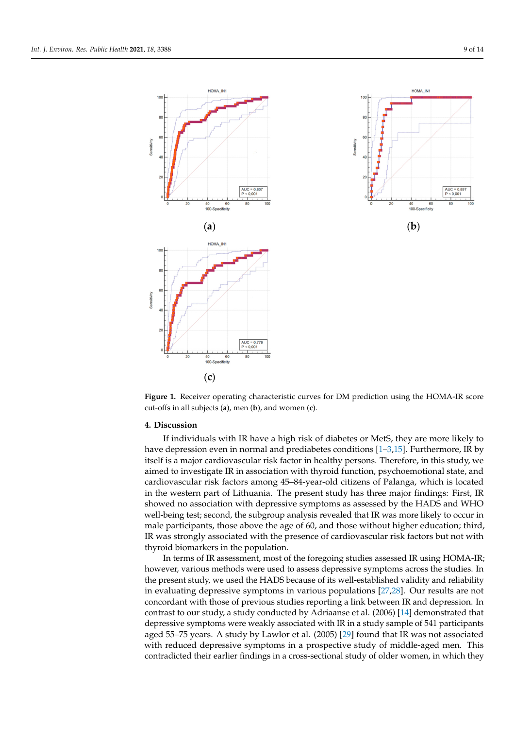**Figure 1.** Receiver operating characteristic curves for DM prediction using the HOMA-IR score cut-offs in all subjects (**a**), men (**b**), and women (**c**).

## 4. Discussion

If individuals with IR have a high risk of diabetes or MetS, they are more likely to have depression even in normal and prediabetes conditions [1–3,15]. Furthermore, IR by itself is a major cardiovascular risk factor in healthy persons. Therefore, in this study, we aimed to investigate IR in association with thyroid function, psychoemotional state, and cardiovascular risk factors among 45–84-year-old citizens of Palanga, which is located in the western part of Lithuania. The present study has three major findings: First, IR showed no association with depressive symptoms as assessed by the HADS and WHO well-being test; second, the subgroup analysis revealed that IR was more likely to occur in male participants, those above the age of 60, and those without higher education; third, IR was strongly associated with the presence of cardiovascular risk factors but not with thyroid biomarkers in the population.

In terms of IR assessment, most of the foregoing studies assessed IR using HOMA-IR; however, various methods were used to assess depressive symptoms across the studies. In the present study, we used the HADS because of its well-established validity and reliability in evaluating depressive symptoms in various populations [27,28]. Our results are not concordant with those of previous studies reporting a link between IR and depression. In contrast to our study, a study conducted by Adriaanse et al. (2006) [14] demonstrated that depressive symptoms were weakly associated with IR in a study sample of 541 participants aged 55–75 years. A study by Lawlor et al. (2005) [29] found that IR was not associated with reduced depressive symptoms in a prospective study of middle-aged men. This contradicted their earlier findings in a cross-sectional study of older women, in which they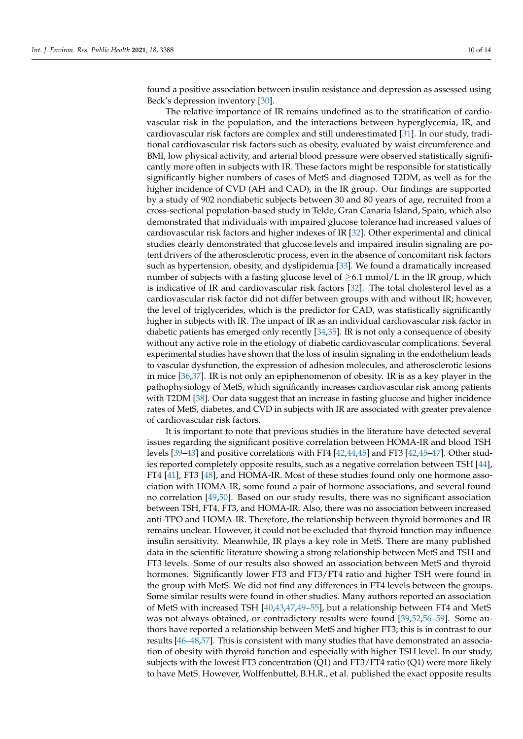found a positive association between insulin resistance and depression as assessed using Beck's depression inventory [30].

The relative importance of IR remains undefined as to the stratification of cardiovascular risk in the population, and the interactions between hyperglycemia, IR, and cardiovascular risk factors are complex and still underestimated [31]. In our study, traditional cardiovascular risk factors such as obesity, evaluated by waist circumference and BMI, low physical activity, and arterial blood pressure were observed statistically significantly more often in subjects with IR. These factors might be responsible for statistically significantly higher numbers of cases of MetS and diagnosed T2DM, as well as for the higher incidence of CVD (AH and CAD), in the IR group. Our findings are supported by a study of 902 nondiabetic subjects between 30 and 80 years of age, recruited from a cross-sectional population-based study in Telde, Gran Canaria Island, Spain, which also demonstrated that individuals with impaired glucose tolerance had increased values of cardiovascular risk factors and higher indexes of IR [32]. Other experimental and clinical studies clearly demonstrated that glucose levels and impaired insulin signaling are potent drivers of the atherosclerotic process, even in the absence of concomitant risk factors such as hypertension, obesity, and dyslipidemia [33]. We found a dramatically increased number of subjects with a fasting glucose level of $\geq$6.1 mmol/L in the IR group, which is indicative of IR and cardiovascular risk factors [32]. The total cholesterol level as a cardiovascular risk factor did not differ between groups with and without IR; however, the level of triglycerides, which is the predictor for CAD, was statistically significantly higher in subjects with IR. The impact of IR as an individual cardiovascular risk factor in diabetic patients has emerged only recently [34,35]. IR is not only a consequence of obesity without any active role in the etiology of diabetic cardiovascular complications. Several experimental studies have shown that the loss of insulin signaling in the endothelium leads to vascular dysfunction, the expression of adhesion molecules, and atherosclerotic lesions in mice [36,37]. IR is not only an epiphenomenon of obesity. IR is as a key player in the pathophysiology of MetS, which significantly increases cardiovascular risk among patients with T2DM [38]. Our data suggest that an increase in fasting glucose and higher incidence rates of MetS, diabetes, and CVD in subjects with IR are associated with greater prevalence of cardiovascular risk factors.

It is important to note that previous studies in the literature have detected several issues regarding the significant positive correlation between HOMA-IR and blood TSH levels [39–43] and positive correlations with FT4 [42,44,45] and FT3 [42,45–47]. Other studies reported completely opposite results, such as a negative correlation between TSH [44], FT4 [41], FT3 [48], and HOMA-IR. Most of these studies found only one hormone association with HOMA-IR, some found a pair of hormone associations, and several found no correlation [49,50]. Based on our study results, there was no significant association between TSH, FT4, FT3, and HOMA-IR. Also, there was no association between increased anti-TPO and HOMA-IR. Therefore, the relationship between thyroid hormones and IR remains unclear. However, it could not be excluded that thyroid function may influence insulin sensitivity. Meanwhile, IR plays a key role in MetS. There are many published data in the scientific literature showing a strong relationship between MetS and TSH and FT3 levels. Some of our results also showed an association between MetS and thyroid hormones. Significantly lower FT3 and FT3/FT4 ratio and higher TSH were found in the group with MetS. We did not find any differences in FT4 levels between the groups. Some similar results were found in other studies. Many authors reported an association of MetS with increased TSH [40,43,47,49–55], but a relationship between FT4 and MetS was not always obtained, or contradictory results were found [39,52,56–59]. Some authors have reported a relationship between MetS and higher FT3; this is in contrast to our results [46–48,57]. This is consistent with many studies that have demonstrated an association of obesity with thyroid function and especially with higher TSH level. In our study, subjects with the lowest FT3 concentration (Q1) and FT3/FT4 ratio (Q1) were more likely to have MetS. However, Wolffenbuttel, B.H.R., et al. published the exact opposite results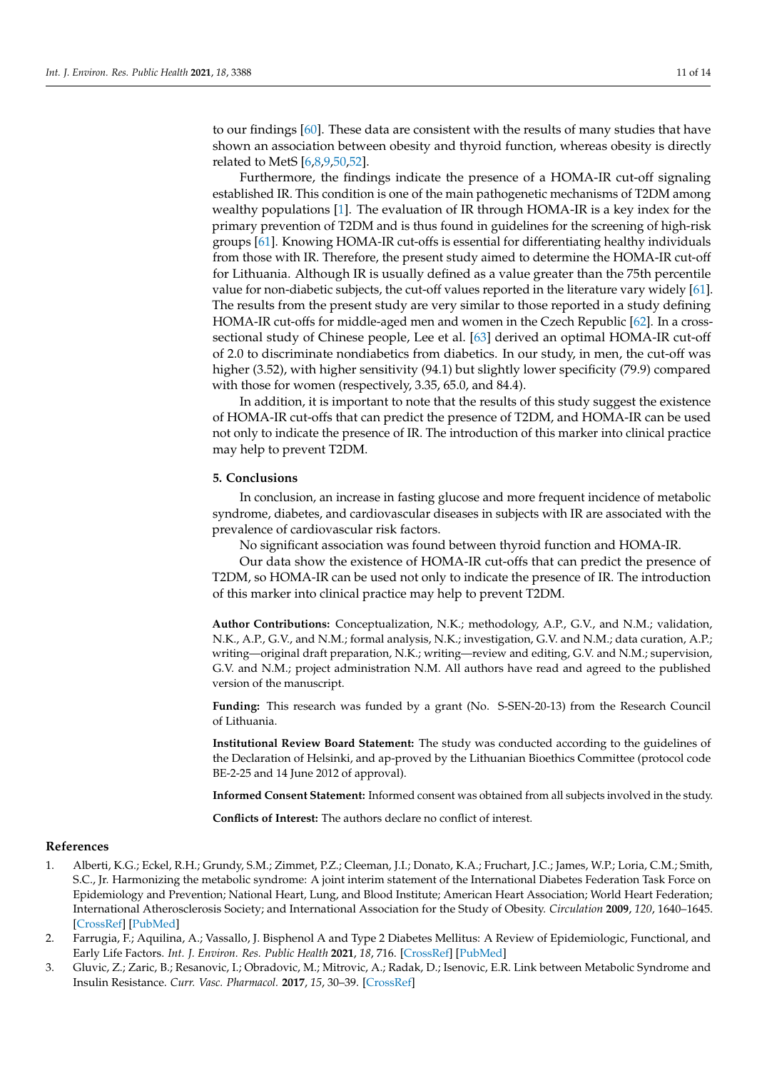to our findings [60]. These data are consistent with the results of many studies that have shown an association between obesity and thyroid function, whereas obesity is directly related to MetS [6,8,9,50,52].

Furthermore, the findings indicate the presence of a HOMA-IR cut-off signaling established IR. This condition is one of the main pathogenetic mechanisms of T2DM among wealthy populations [1]. The evaluation of IR through HOMA-IR is a key index for the primary prevention of T2DM and is thus found in guidelines for the screening of high-risk groups [61]. Knowing HOMA-IR cut-offs is essential for differentiating healthy individuals from those with IR. Therefore, the present study aimed to determine the HOMA-IR cut-off for Lithuania. Although IR is usually defined as a value greater than the 75th percentile value for non-diabetic subjects, the cut-off values reported in the literature vary widely [61]. The results from the present study are very similar to those reported in a study defining HOMA-IR cut-offs for middle-aged men and women in the Czech Republic [62]. In a cross-sectional study of Chinese people, Lee et al. [63] derived an optimal HOMA-IR cut-off of 2.0 to discriminate nondiabetics from diabetics. In our study, in men, the cut-off was higher (3.52), with higher sensitivity (94.1) but slightly lower specificity (79.9) compared with those for women (respectively, 3.35, 65.0, and 84.4).

In addition, it is important to note that the results of this study suggest the existence of HOMA-IR cut-offs that can predict the presence of T2DM, and HOMA-IR can be used not only to indicate the presence of IR. The introduction of this marker into clinical practice may help to prevent T2DM.

## 5. Conclusions

In conclusion, an increase in fasting glucose and more frequent incidence of metabolic syndrome, diabetes, and cardiovascular diseases in subjects with IR are associated with the prevalence of cardiovascular risk factors.

No significant association was found between thyroid function and HOMA-IR.

Our data show the existence of HOMA-IR cut-offs that can predict the presence of T2DM, so HOMA-IR can be used not only to indicate the presence of IR. The introduction of this marker into clinical practice may help to prevent T2DM.

**Author Contributions:** Conceptualization, N.K.; methodology, A.P., G.V., and N.M.; validation, N.K., A.P., G.V., and N.M.; formal analysis, N.K.; investigation, G.V. and N.M.; data curation, A.P.; writing—original draft preparation, N.K.; writing—review and editing, G.V. and N.M.; supervision, G.V. and N.M.; project administration N.M. All authors have read and agreed to the published version of the manuscript.

**Funding:** This research was funded by a grant (No. S-SEN-20-13) from the Research Council of Lithuania.

**Institutional Review Board Statement:** The study was conducted according to the guidelines of the Declaration of Helsinki, and ap-proved by the Lithuanian Bioethics Committee (protocol code BE-2-25 and 14 June 2012 of approval).

**Informed Consent Statement:** Informed consent was obtained from all subjects involved in the study.

**Conflicts of Interest:** The authors declare no conflict of interest.

## References

1. Alberti, K.G.; Eckel, R.H.; Grundy, S.M.; Zimmet, P.Z.; Cleeman, J.I.; Donato, K.A.; Fruchart, J.C.; James, W.P.; Loria, C.M.; Smith, S.C., Jr. Harmonizing the metabolic syndrome: A joint interim statement of the International Diabetes Federation Task Force on Epidemiology and Prevention; National Heart, Lung, and Blood Institute; American Heart Association; World Heart Federation; International Atherosclerosis Society; and International Association for the Study of Obesity. *Circulation* **2009**, *120*, 1640–1645. [CrossRef] [PubMed]
2. Farrugia, F.; Aquilina, A.; Vassallo, J. Bisphenol A and Type 2 Diabetes Mellitus: A Review of Epidemiologic, Functional, and Early Life Factors. *Int. J. Environ. Res. Public Health* **2021**, *18*, 716. [CrossRef] [PubMed]
3. Gluvic, Z.; Zaric, B.; Resanovic, I.; Obradovic, M.; Mitrovic, A.; Radak, D.; Isenovic, E.R. Link between Metabolic Syndrome and Insulin Resistance. *Curr. Vasc. Pharmacol.* **2017**, *15*, 30–39. [CrossRef]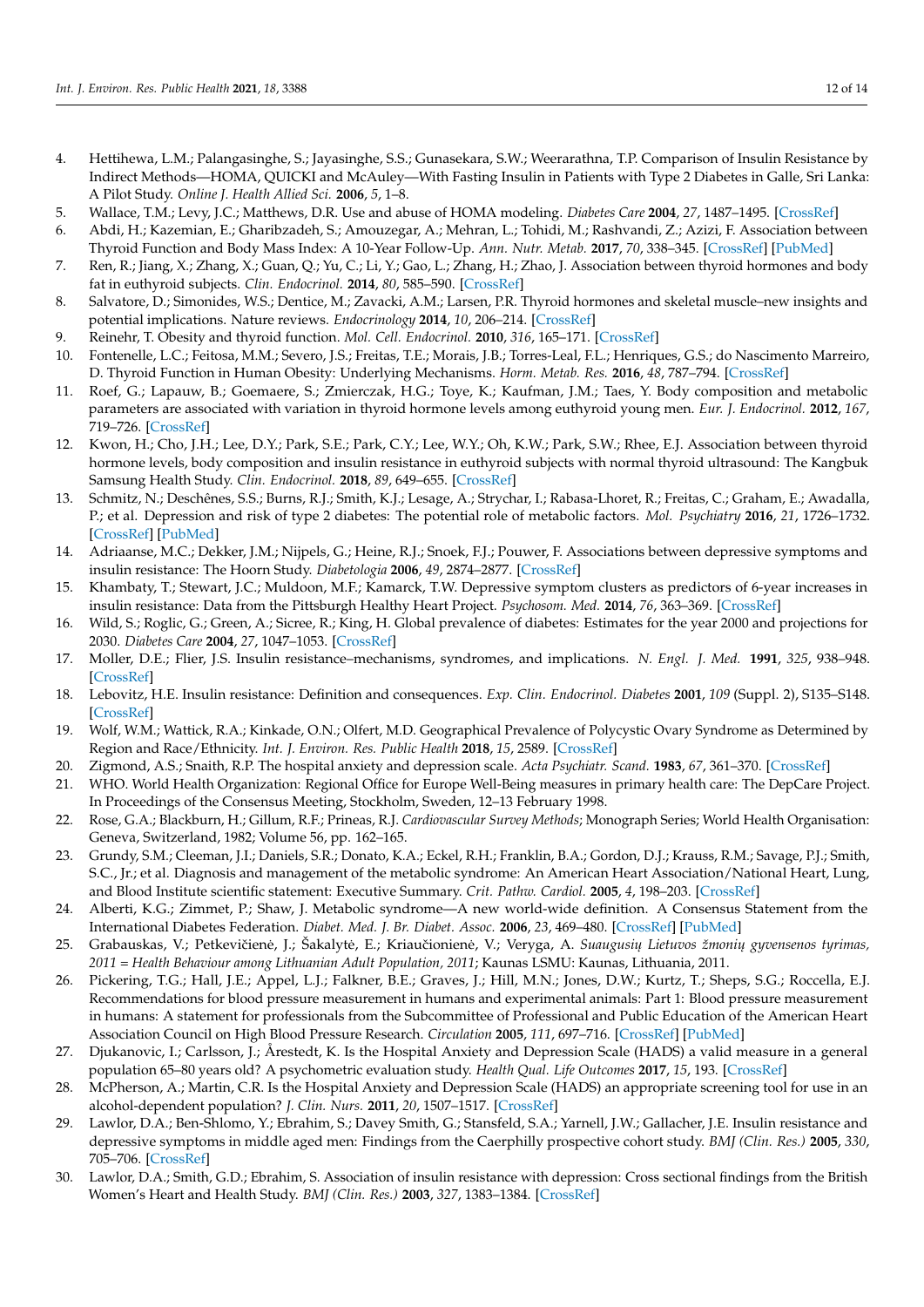4. Hettihewa, L.M.; Palangasinghe, S.; Jayasinghe, S.S.; Gunasekara, S.W.; Weerarathna, T.P. Comparison of Insulin Resistance by Indirect Methods—HOMA, QUICKI and McAuley—With Fasting Insulin in Patients with Type 2 Diabetes in Galle, Sri Lanka: A Pilot Study. *Online J. Health Allied Sci.* **2006**, *5*, 1–8.
5. Wallace, T.M.; Levy, J.C.; Matthews, D.R. Use and abuse of HOMA modeling. *Diabetes Care* **2004**, *27*, 1487–1495. [CrossRef]
6. Abdi, H.; Kazemian, E.; Gharibzadeh, S.; Amouzegar, A.; Mehran, L.; Tohidi, M.; Rashvandi, Z.; Azizi, F. Association between Thyroid Function and Body Mass Index: A 10-Year Follow-Up. *Ann. Nutr. Metab.* **2017**, *70*, 338–345. [CrossRef] [PubMed]
7. Ren, R.; Jiang, X.; Zhang, X.; Guan, Q.; Yu, C.; Li, Y.; Gao, L.; Zhang, H.; Zhao, J. Association between thyroid hormones and body fat in euthyroid subjects. *Clin. Endocrinol.* **2014**, *80*, 585–590. [CrossRef]
8. Salvatore, D.; Simonides, W.S.; Dentice, M.; Zavacki, A.M.; Larsen, P.R. Thyroid hormones and skeletal muscle–new insights and potential implications. Nature reviews. *Endocrinology* **2014**, *10*, 206–214. [CrossRef]
9. Reinehr, T. Obesity and thyroid function. *Mol. Cell. Endocrinol.* **2010**, *316*, 165–171. [CrossRef]
10. Fontenelle, L.C.; Feitosa, M.M.; Severo, J.S.; Freitas, T.E.; Morais, J.B.; Torres-Leal, F.L.; Henriques, G.S.; do Nascimento Marreiro, D. Thyroid Function in Human Obesity: Underlying Mechanisms. *Horm. Metab. Res.* **2016**, *48*, 787–794. [CrossRef]
11. Roef, G.; Lapauw, B.; Goemaere, S.; Zmierczak, H.G.; Toye, K.; Kaufman, J.M.; Taes, Y. Body composition and metabolic parameters are associated with variation in thyroid hormone levels among euthyroid young men. *Eur. J. Endocrinol.* **2012**, *167*, 719–726. [CrossRef]
12. Kwon, H.; Cho, J.H.; Lee, D.Y.; Park, S.E.; Park, C.Y.; Lee, W.Y.; Oh, K.W.; Park, S.W.; Rhee, E.J. Association between thyroid hormone levels, body composition and insulin resistance in euthyroid subjects with normal thyroid ultrasound: The Kangbuk Samsung Health Study. *Clin. Endocrinol.* **2018**, *89*, 649–655. [CrossRef]
13. Schmitz, N.; Deschênes, S.S.; Burns, R.J.; Smith, K.J.; Lesage, A.; Strychar, I.; Rabasa-Lhoret, R.; Freitas, C.; Graham, E.; Awadalla, P.; et al. Depression and risk of type 2 diabetes: The potential role of metabolic factors. *Mol. Psychiatry* **2016**, *21*, 1726–1732. [CrossRef] [PubMed]
14. Adriaanse, M.C.; Dekker, J.M.; Nijpels, G.; Heine, R.J.; Snoek, F.J.; Pouwer, F. Associations between depressive symptoms and insulin resistance: The Hoorn Study. *Diabetologia* **2006**, *49*, 2874–2877. [CrossRef]
15. Khambaty, T.; Stewart, J.C.; Muldoon, M.F.; Kamarck, T.W. Depressive symptom clusters as predictors of 6-year increases in insulin resistance: Data from the Pittsburgh Healthy Heart Project. *Psychosom. Med.* **2014**, *76*, 363–369. [CrossRef]
16. Wild, S.; Roglic, G.; Green, A.; Sicree, R.; King, H. Global prevalence of diabetes: Estimates for the year 2000 and projections for 2030. *Diabetes Care* **2004**, *27*, 1047–1053. [CrossRef]
17. Moller, D.E.; Flier, J.S. Insulin resistance–mechanisms, syndromes, and implications. *N. Engl. J. Med.* **1991**, *325*, 938–948. [CrossRef]
18. Lebovitz, H.E. Insulin resistance: Definition and consequences. *Exp. Clin. Endocrinol. Diabetes* **2001**, *109* (Suppl. 2), S135–S148. [CrossRef]
19. Wolf, W.M.; Wattick, R.A.; Kinkade, O.N.; Olfert, M.D. Geographical Prevalence of Polycystic Ovary Syndrome as Determined by Region and Race/Ethnicity. *Int. J. Environ. Res. Public Health* **2018**, *15*, 2589. [CrossRef]
20. Zigmond, A.S.; Snaith, R.P. The hospital anxiety and depression scale. *Acta Psychiatr. Scand.* **1983**, *67*, 361–370. [CrossRef]
21. WHO. World Health Organization: Regional Office for Europe Well-Being measures in primary health care: The DepCare Project. In Proceedings of the Consensus Meeting, Stockholm, Sweden, 12–13 February 1998.
22. Rose, G.A.; Blackburn, H.; Gillum, R.F.; Prineas, R.J. *Cardiovascular Survey Methods*; Monograph Series; World Health Organisation: Geneva, Switzerland, 1982; Volume 56, pp. 162–165.
23. Grundy, S.M.; Cleeman, J.I.; Daniels, S.R.; Donato, K.A.; Eckel, R.H.; Franklin, B.A.; Gordon, D.J.; Krauss, R.M.; Savage, P.J.; Smith, S.C., Jr.; et al. Diagnosis and management of the metabolic syndrome: An American Heart Association/National Heart, Lung, and Blood Institute scientific statement: Executive Summary. *Crit. Pathw. Cardiol.* **2005**, *4*, 198–203. [CrossRef]
24. Alberti, K.G.; Zimmet, P.; Shaw, J. Metabolic syndrome—A new world-wide definition. A Consensus Statement from the International Diabetes Federation. *Diabet. Med. J. Br. Diabet. Assoc.* **2006**, *23*, 469–480. [CrossRef] [PubMed]
25. Grabauskas, V.; Petkevičienė, J.; Šakalytė, E.; Kriaučionienė, V.; Veryga, A. *Suaugusių Lietuvos žmonių gyvensenos tyrimas, 2011 = Health Behaviour among Lithuanian Adult Population, 2011*; Kaunas LSMU: Kaunas, Lithuania, 2011.
26. Pickering, T.G.; Hall, J.E.; Appel, L.J.; Falkner, B.E.; Graves, J.; Hill, M.N.; Jones, D.W.; Kurtz, T.; Sheps, S.G.; Roccella, E.J. Recommendations for blood pressure measurement in humans and experimental animals: Part 1: Blood pressure measurement in humans: A statement for professionals from the Subcommittee of Professional and Public Education of the American Heart Association Council on High Blood Pressure Research. *Circulation* **2005**, *111*, 697–716. [CrossRef] [PubMed]
27. Djukanovic, I.; Carlsson, J.; Årestedt, K. Is the Hospital Anxiety and Depression Scale (HADS) a valid measure in a general population 65–80 years old? A psychometric evaluation study. *Health Qual. Life Outcomes* **2017**, *15*, 193. [CrossRef]
28. McPherson, A.; Martin, C.R. Is the Hospital Anxiety and Depression Scale (HADS) an appropriate screening tool for use in an alcohol-dependent population? *J. Clin. Nurs.* **2011**, *20*, 1507–1517. [CrossRef]
29. Lawlor, D.A.; Ben-Shlomo, Y.; Ebrahim, S.; Davey Smith, G.; Stansfeld, S.A.; Yarnell, J.W.; Gallacher, J.E. Insulin resistance and depressive symptoms in middle aged men: Findings from the Caerphilly prospective cohort study. *BMJ (Clin. Res.)* **2005**, *330*, 705–706. [CrossRef]
30. Lawlor, D.A.; Smith, G.D.; Ebrahim, S. Association of insulin resistance with depression: Cross sectional findings from the British Women's Heart and Health Study. *BMJ (Clin. Res.)* **2003**, *327*, 1383–1384. [CrossRef]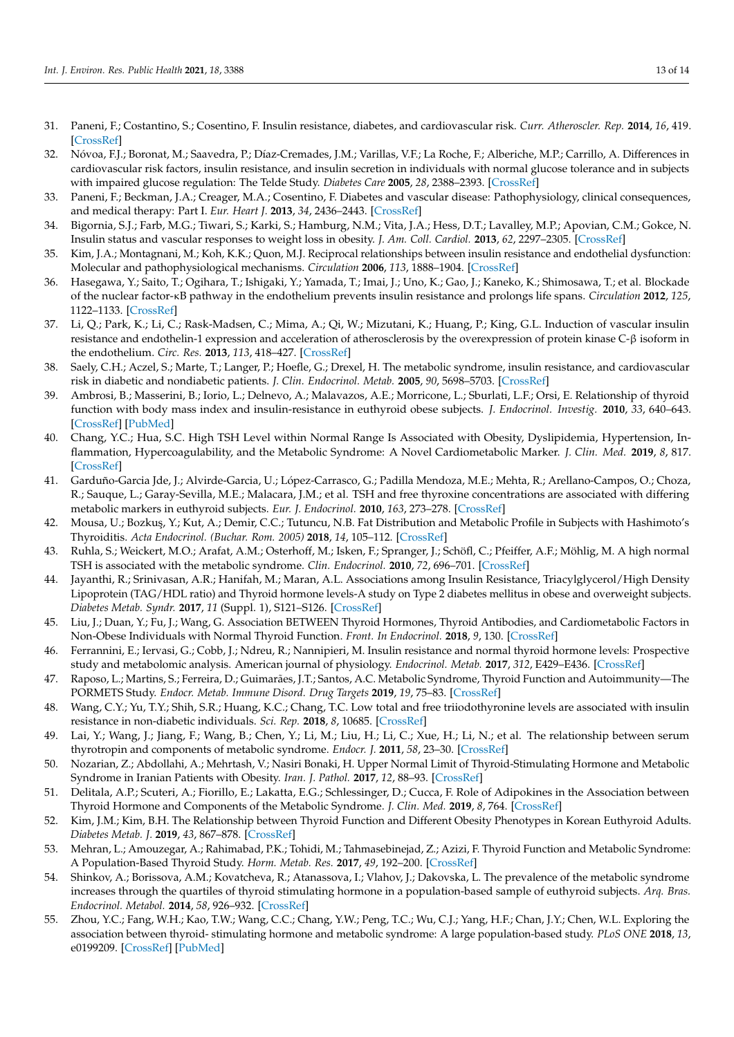31. Paneni, F.; Costantino, S.; Cosentino, F. Insulin resistance, diabetes, and cardiovascular risk. *Curr. Atheroscler. Rep.* **2014**, *16*, 419. [CrossRef]
32. Nóvoa, F.J.; Boronat, M.; Saavedra, P.; Díaz-Cremades, J.M.; Varillas, V.F.; La Roche, F.; Alberiche, M.P.; Carrillo, A. Differences in cardiovascular risk factors, insulin resistance, and insulin secretion in individuals with normal glucose tolerance and in subjects with impaired glucose regulation: The Telde Study. *Diabetes Care* **2005**, *28*, 2388–2393. [CrossRef]
33. Paneni, F.; Beckman, J.A.; Creager, M.A.; Cosentino, F. Diabetes and vascular disease: Pathophysiology, clinical consequences, and medical therapy: Part I. *Eur. Heart J.* **2013**, *34*, 2436–2443. [CrossRef]
34. Bigornia, S.J.; Farb, M.G.; Tiwari, S.; Karki, S.; Hamburg, N.M.; Vita, J.A.; Hess, D.T.; Lavalley, M.P.; Apovian, C.M.; Gokce, N. Insulin status and vascular responses to weight loss in obesity. *J. Am. Coll. Cardiol.* **2013**, *62*, 2297–2305. [CrossRef]
35. Kim, J.A.; Montagnani, M.; Koh, K.K.; Quon, M.J. Reciprocal relationships between insulin resistance and endothelial dysfunction: Molecular and pathophysiological mechanisms. *Circulation* **2006**, *113*, 1888–1904. [CrossRef]
36. Hasegawa, Y.; Saito, T.; Ogihara, T.; Ishigaki, Y.; Yamada, T.; Imai, J.; Uno, K.; Gao, J.; Kaneko, K.; Shimosawa, T.; et al. Blockade of the nuclear factor-κB pathway in the endothelium prevents insulin resistance and prolongs life spans. *Circulation* **2012**, *125*, 1122–1133. [CrossRef]
37. Li, Q.; Park, K.; Li, C.; Rask-Madsen, C.; Mima, A.; Qi, W.; Mizutani, K.; Huang, P.; King, G.L. Induction of vascular insulin resistance and endothelin-1 expression and acceleration of atherosclerosis by the overexpression of protein kinase C-β isoform in the endothelium. *Circ. Res.* **2013**, *113*, 418–427. [CrossRef]
38. Saely, C.H.; Aczel, S.; Marte, T.; Langer, P.; Hoefle, G.; Drexel, H. The metabolic syndrome, insulin resistance, and cardiovascular risk in diabetic and nondiabetic patients. *J. Clin. Endocrinol. Metab.* **2005**, *90*, 5698–5703. [CrossRef]
39. Ambrosi, B.; Masserini, B.; Iorio, L.; Delnevo, A.; Malavazos, A.E.; Morricone, L.; Sburlati, L.F.; Orsi, E. Relationship of thyroid function with body mass index and insulin-resistance in euthyroid obese subjects. *J. Endocrinol. Investig.* **2010**, *33*, 640–643. [CrossRef] [PubMed]
40. Chang, Y.C.; Hua, S.C. High TSH Level within Normal Range Is Associated with Obesity, Dyslipidemia, Hypertension, Inflammation, Hypercoagulability, and the Metabolic Syndrome: A Novel Cardiometabolic Marker. *J. Clin. Med.* **2019**, *8*, 817. [CrossRef]
41. Garduño-Garcia Jde, J.; Alvirde-Garcia, U.; López-Carrasco, G.; Padilla Mendoza, M.E.; Mehta, R.; Arellano-Campos, O.; Choza, R.; Sauque, L.; Garay-Sevilla, M.E.; Malacara, J.M.; et al. TSH and free thyroxine concentrations are associated with differing metabolic markers in euthyroid subjects. *Eur. J. Endocrinol.* **2010**, *163*, 273–278. [CrossRef]
42. Mousa, U.; Bozkuş, Y.; Kut, A.; Demir, C.C.; Tutuncu, N.B. Fat Distribution and Metabolic Profile in Subjects with Hashimoto's Thyroiditis. *Acta Endocrinol. (Buchar. Rom. 2005)* **2018**, *14*, 105–112. [CrossRef]
43. Ruhla, S.; Weickert, M.O.; Arafat, A.M.; Osterhoff, M.; Isken, F.; Spranger, J.; Schöfl, C.; Pfeiffer, A.F.; Möhlig, M. A high normal TSH is associated with the metabolic syndrome. *Clin. Endocrinol.* **2010**, *72*, 696–701. [CrossRef]
44. Jayanthi, R.; Srinivasan, A.R.; Hanifah, M.; Maran, A.L. Associations among Insulin Resistance, Triacylglycerol/High Density Lipoprotein (TAG/HDL ratio) and Thyroid hormone levels-A study on Type 2 diabetes mellitus in obese and overweight subjects. *Diabetes Metab. Syndr.* **2017**, *11* (Suppl. 1), S121–S126. [CrossRef]
45. Liu, J.; Duan, Y.; Fu, J.; Wang, G. Association BETWEEN Thyroid Hormones, Thyroid Antibodies, and Cardiometabolic Factors in Non-Obese Individuals with Normal Thyroid Function. *Front. In Endocrinol.* **2018**, *9*, 130. [CrossRef]
46. Ferrannini, E.; Iervasi, G.; Cobb, J.; Ndreu, R.; Nannipieri, M. Insulin resistance and normal thyroid hormone levels: Prospective study and metabolomic analysis. American journal of physiology. *Endocrinol. Metab.* **2017**, *312*, E429–E436. [CrossRef]
47. Raposo, L.; Martins, S.; Ferreira, D.; Guimarães, J.T.; Santos, A.C. Metabolic Syndrome, Thyroid Function and Autoimmunity—The PORMETS Study. *Endocr. Metab. Immune Disord. Drug Targets* **2019**, *19*, 75–83. [CrossRef]
48. Wang, C.Y.; Yu, T.Y.; Shih, S.R.; Huang, K.C.; Chang, T.C. Low total and free triiodothyronine levels are associated with insulin resistance in non-diabetic individuals. *Sci. Rep.* **2018**, *8*, 10685. [CrossRef]
49. Lai, Y.; Wang, J.; Jiang, F.; Wang, B.; Chen, Y.; Li, M.; Liu, H.; Li, C.; Xue, H.; Li, N.; et al. The relationship between serum thyrotropin and components of metabolic syndrome. *Endocr. J.* **2011**, *58*, 23–30. [CrossRef]
50. Nozarian, Z.; Abdollahi, A.; Mehrtash, V.; Nasiri Bonaki, H. Upper Normal Limit of Thyroid-Stimulating Hormone and Metabolic Syndrome in Iranian Patients with Obesity. *Iran. J. Pathol.* **2017**, *12*, 88–93. [CrossRef]
51. Delitala, A.P.; Scuteri, A.; Fiorillo, E.; Lakatta, E.G.; Schlessinger, D.; Cucca, F. Role of Adipokines in the Association between Thyroid Hormone and Components of the Metabolic Syndrome. *J. Clin. Med.* **2019**, *8*, 764. [CrossRef]
52. Kim, J.M.; Kim, B.H. The Relationship between Thyroid Function and Different Obesity Phenotypes in Korean Euthyroid Adults. *Diabetes Metab. J.* **2019**, *43*, 867–878. [CrossRef]
53. Mehran, L.; Amouzegar, A.; Rahimabad, P.K.; Tohidi, M.; Tahmasebinejad, Z.; Azizi, F. Thyroid Function and Metabolic Syndrome: A Population-Based Thyroid Study. *Horm. Metab. Res.* **2017**, *49*, 192–200. [CrossRef]
54. Shinkov, A.; Borissova, A.M.; Kovatcheva, R.; Atanassova, I.; Vlahov, J.; Dakovska, L. The prevalence of the metabolic syndrome increases through the quartiles of thyroid stimulating hormone in a population-based sample of euthyroid subjects. *Arq. Bras. Endocrinol. Metabol.* **2014**, *58*, 926–932. [CrossRef]
55. Zhou, Y.C.; Fang, W.H.; Kao, T.W.; Wang, C.C.; Chang, Y.W.; Peng, T.C.; Wu, C.J.; Yang, H.F.; Chan, J.Y.; Chen, W.L. Exploring the association between thyroid- stimulating hormone and metabolic syndrome: A large population-based study. *PLoS ONE* **2018**, *13*, e0199209. [CrossRef] [PubMed]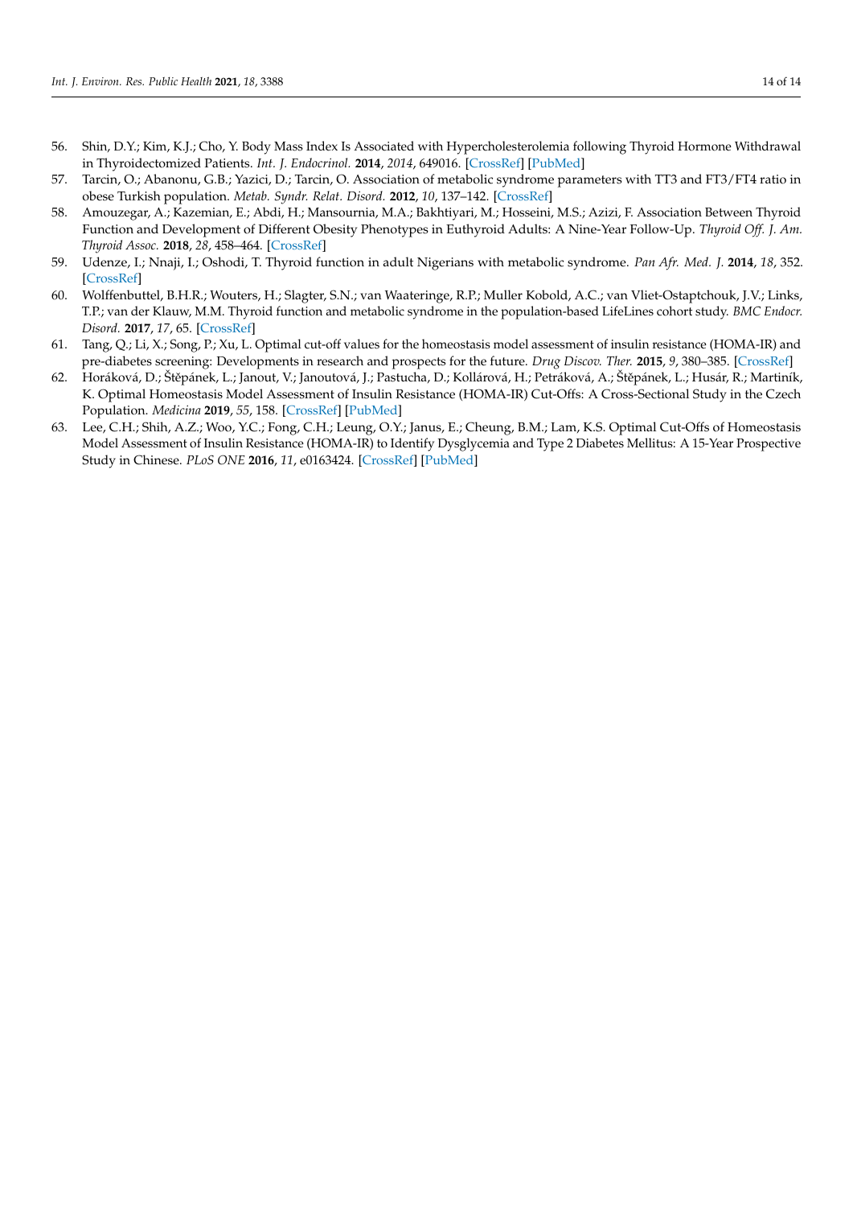56. Shin, D.Y.; Kim, K.J.; Cho, Y. Body Mass Index Is Associated with Hypercholesterolemia following Thyroid Hormone Withdrawal in Thyroidectomized Patients. *Int. J. Endocrinol.* **2014**, *2014*, 649016. [CrossRef] [PubMed]
57. Tarcin, O.; Abanonu, G.B.; Yazici, D.; Tarcin, O. Association of metabolic syndrome parameters with TT3 and FT3/FT4 ratio in obese Turkish population. *Metab. Syndr. Relat. Disord.* **2012**, *10*, 137–142. [CrossRef]
58. Amouzegar, A.; Kazemian, E.; Abdi, H.; Mansournia, M.A.; Bakhtiyari, M.; Hosseini, M.S.; Azizi, F. Association Between Thyroid Function and Development of Different Obesity Phenotypes in Euthyroid Adults: A Nine-Year Follow-Up. *Thyroid Off. J. Am. Thyroid Assoc.* **2018**, *28*, 458–464. [CrossRef]
59. Udenze, I.; Nnaji, I.; Oshodi, T. Thyroid function in adult Nigerians with metabolic syndrome. *Pan Afr. Med. J.* **2014**, *18*, 352. [CrossRef]
60. Wolffenbuttel, B.H.R.; Wouters, H.; Slagter, S.N.; van Waateringe, R.P.; Muller Kobold, A.C.; van Vliet-Ostaptchouk, J.V.; Links, T.P.; van der Klauw, M.M. Thyroid function and metabolic syndrome in the population-based LifeLines cohort study. *BMC Endocr. Disord.* **2017**, *17*, 65. [CrossRef]
61. Tang, Q.; Li, X.; Song, P.; Xu, L. Optimal cut-off values for the homeostasis model assessment of insulin resistance (HOMA-IR) and pre-diabetes screening: Developments in research and prospects for the future. *Drug Discov. Ther.* **2015**, *9*, 380–385. [CrossRef]
62. Horáková, D.; Štěpánek, L.; Janout, V.; Janoutová, J.; Pastucha, D.; Kollárová, H.; Petráková, A.; Štěpánek, L.; Husár, R.; Martiník, K. Optimal Homeostasis Model Assessment of Insulin Resistance (HOMA-IR) Cut-Offs: A Cross-Sectional Study in the Czech Population. *Medicina* **2019**, *55*, 158. [CrossRef] [PubMed]
63. Lee, C.H.; Shih, A.Z.; Woo, Y.C.; Fong, C.H.; Leung, O.Y.; Janus, E.; Cheung, B.M.; Lam, K.S. Optimal Cut-Offs of Homeostasis Model Assessment of Insulin Resistance (HOMA-IR) to Identify Dysglycemia and Type 2 Diabetes Mellitus: A 15-Year Prospective Study in Chinese. *PLoS ONE* **2016**, *11*, e0163424. [CrossRef] [PubMed]